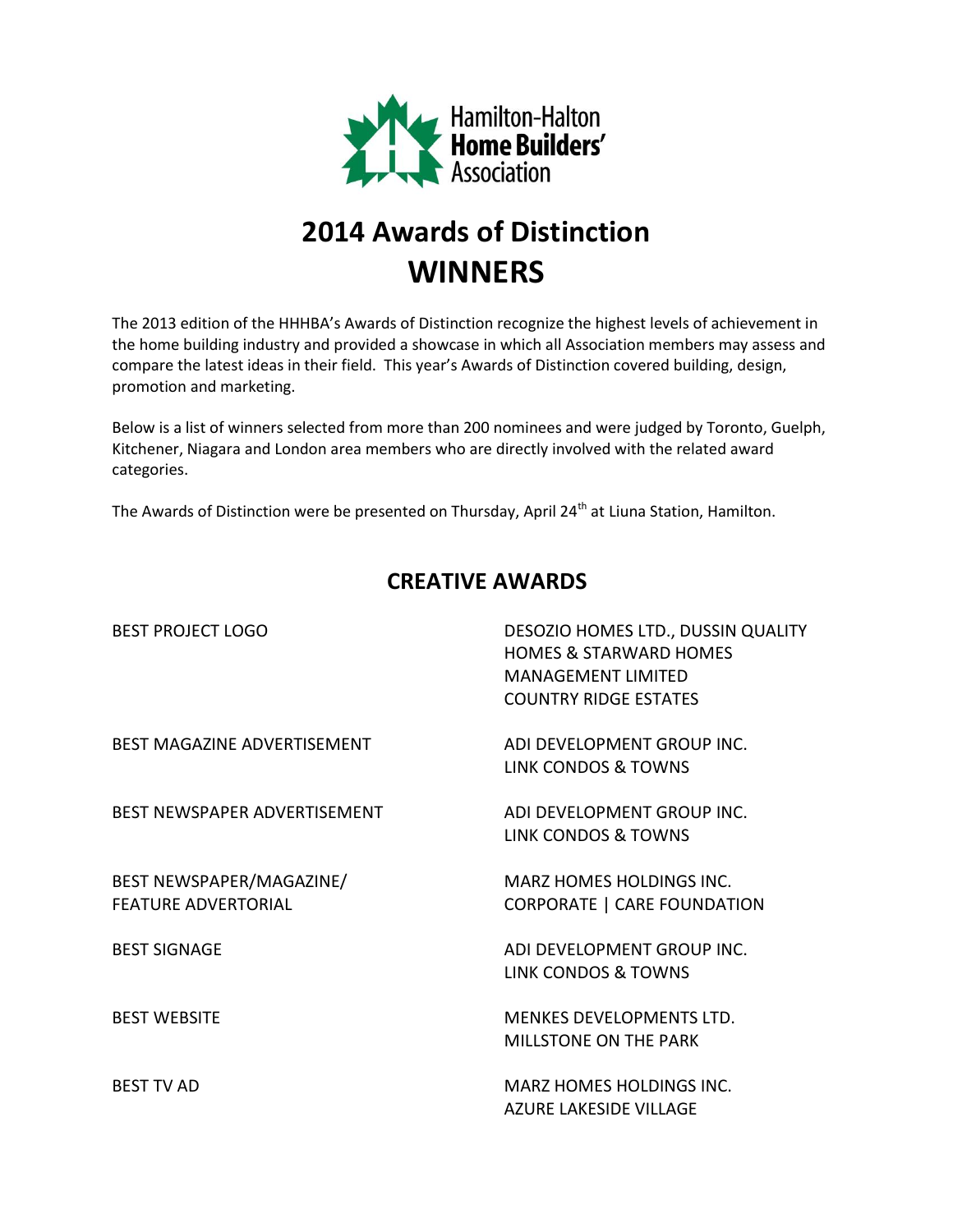Hamilton-Halton
**Home Builders'**
Association

# 2014 Awards of Distinction
# WINNERS

The 2013 edition of the HHHBA's Awards of Distinction recognize the highest levels of achievement in the home building industry and provided a showcase in which all Association members may assess and compare the latest ideas in their field. This year's Awards of Distinction covered building, design, promotion and marketing.

Below is a list of winners selected from more than 200 nominees and were judged by Toronto, Guelph, Kitchener, Niagara and London area members who are directly involved with the related award categories.

The Awards of Distinction were be presented on Thursday, April 24th at Liuna Station, Hamilton.

## CREATIVE AWARDS

| Award | Winner |
|---|---|
| BEST PROJECT LOGO | DESOZIO HOMES LTD., DUSSIN QUALITY HOMES & STARWARD HOMES MANAGEMENT LIMITED<br>COUNTRY RIDGE ESTATES |
| BEST MAGAZINE ADVERTISEMENT | ADI DEVELOPMENT GROUP INC.<br>LINK CONDOS & TOWNS |
| BEST NEWSPAPER ADVERTISEMENT | ADI DEVELOPMENT GROUP INC.<br>LINK CONDOS & TOWNS |
| BEST NEWSPAPER/MAGAZINE/ FEATURE ADVERTORIAL | MARZ HOMES HOLDINGS INC.<br>CORPORATE \| CARE FOUNDATION |
| BEST SIGNAGE | ADI DEVELOPMENT GROUP INC.<br>LINK CONDOS & TOWNS |
| BEST WEBSITE | MENKES DEVELOPMENTS LTD.<br>MILLSTONE ON THE PARK |
| BEST TV AD | MARZ HOMES HOLDINGS INC.<br>AZURE LAKESIDE VILLAGE |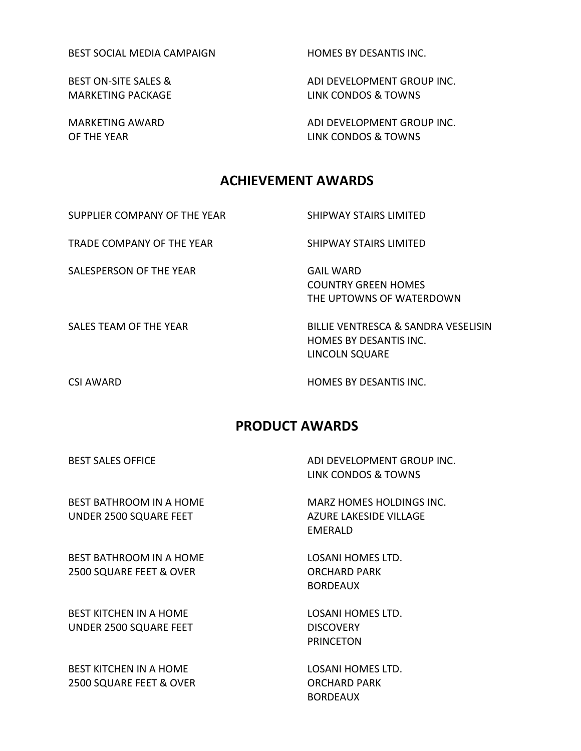| | |
|---|---|
| BEST SOCIAL MEDIA CAMPAIGN | HOMES BY DESANTIS INC. |
| BEST ON-SITE SALES & MARKETING PACKAGE | ADI DEVELOPMENT GROUP INC.<br>LINK CONDOS & TOWNS |
| MARKETING AWARD OF THE YEAR | ADI DEVELOPMENT GROUP INC.<br>LINK CONDOS & TOWNS |

## ACHIEVEMENT AWARDS

| | |
|---|---|
| SUPPLIER COMPANY OF THE YEAR | SHIPWAY STAIRS LIMITED |
| TRADE COMPANY OF THE YEAR | SHIPWAY STAIRS LIMITED |
| SALESPERSON OF THE YEAR | GAIL WARD<br>COUNTRY GREEN HOMES<br>THE UPTOWNS OF WATERDOWN |
| SALES TEAM OF THE YEAR | BILLIE VENTRESCA & SANDRA VESELISIN<br>HOMES BY DESANTIS INC.<br>LINCOLN SQUARE |
| CSI AWARD | HOMES BY DESANTIS INC. |

## PRODUCT AWARDS

| | |
|---|---|
| BEST SALES OFFICE | ADI DEVELOPMENT GROUP INC.<br>LINK CONDOS & TOWNS |
| BEST BATHROOM IN A HOME UNDER 2500 SQUARE FEET | MARZ HOMES HOLDINGS INC.<br>AZURE LAKESIDE VILLAGE<br>EMERALD |
| BEST BATHROOM IN A HOME 2500 SQUARE FEET & OVER | LOSANI HOMES LTD.<br>ORCHARD PARK<br>BORDEAUX |
| BEST KITCHEN IN A HOME UNDER 2500 SQUARE FEET | LOSANI HOMES LTD.<br>DISCOVERY<br>PRINCETON |
| BEST KITCHEN IN A HOME 2500 SQUARE FEET & OVER | LOSANI HOMES LTD.<br>ORCHARD PARK<br>BORDEAUX |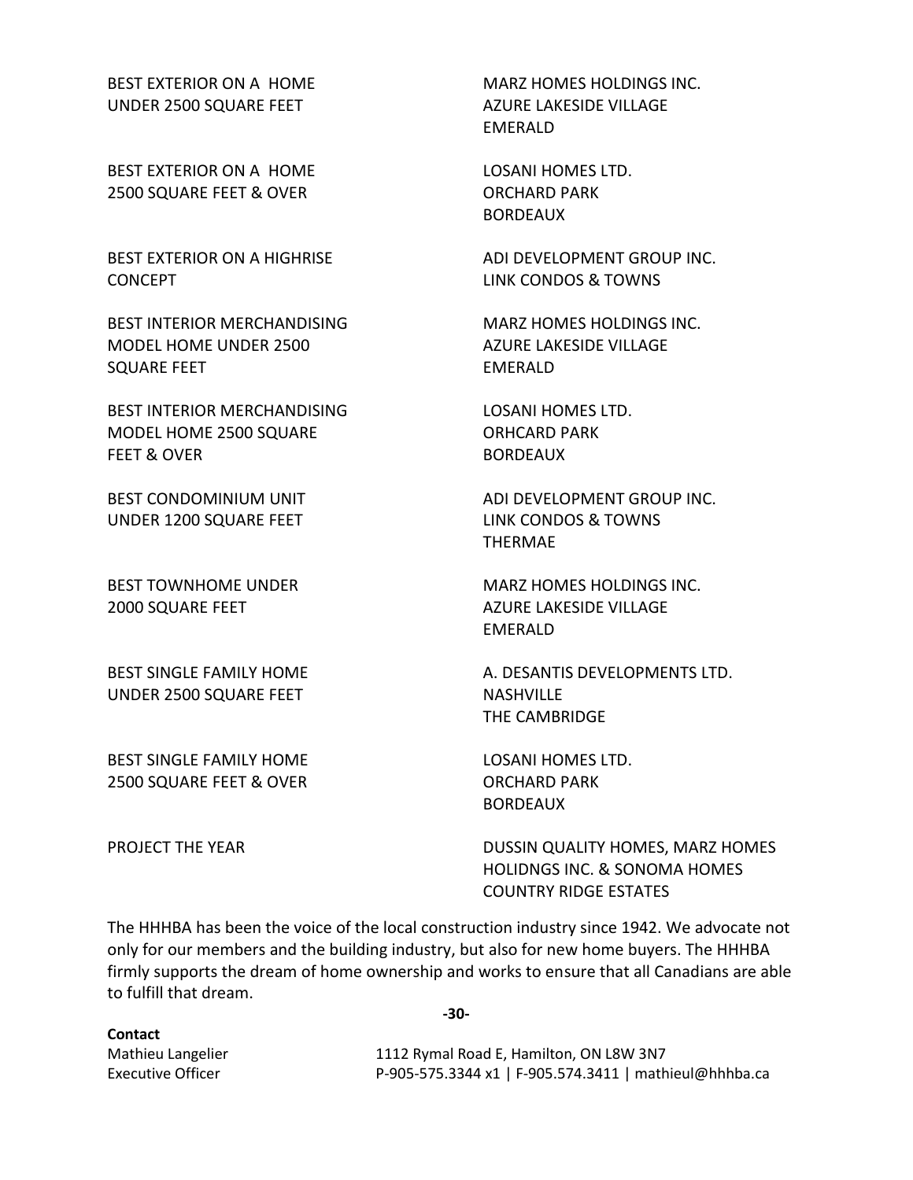| | |
|---|---|
| BEST EXTERIOR ON A HOME UNDER 2500 SQUARE FEET | MARZ HOMES HOLDINGS INC.<br>AZURE LAKESIDE VILLAGE<br>EMERALD |
| BEST EXTERIOR ON A HOME 2500 SQUARE FEET & OVER | LOSANI HOMES LTD.<br>ORCHARD PARK<br>BORDEAUX |
| BEST EXTERIOR ON A HIGHRISE CONCEPT | ADI DEVELOPMENT GROUP INC.<br>LINK CONDOS & TOWNS |
| BEST INTERIOR MERCHANDISING MODEL HOME UNDER 2500 SQUARE FEET | MARZ HOMES HOLDINGS INC.<br>AZURE LAKESIDE VILLAGE<br>EMERALD |
| BEST INTERIOR MERCHANDISING MODEL HOME 2500 SQUARE FEET & OVER | LOSANI HOMES LTD.<br>ORHCARD PARK<br>BORDEAUX |
| BEST CONDOMINIUM UNIT UNDER 1200 SQUARE FEET | ADI DEVELOPMENT GROUP INC.<br>LINK CONDOS & TOWNS<br>THERMAE |
| BEST TOWNHOME UNDER 2000 SQUARE FEET | MARZ HOMES HOLDINGS INC.<br>AZURE LAKESIDE VILLAGE<br>EMERALD |
| BEST SINGLE FAMILY HOME UNDER 2500 SQUARE FEET | A. DESANTIS DEVELOPMENTS LTD.<br>NASHVILLE<br>THE CAMBRIDGE |
| BEST SINGLE FAMILY HOME 2500 SQUARE FEET & OVER | LOSANI HOMES LTD.<br>ORCHARD PARK<br>BORDEAUX |
| PROJECT THE YEAR | DUSSIN QUALITY HOMES, MARZ HOMES HOLIDNGS INC. & SONOMA HOMES<br>COUNTRY RIDGE ESTATES |

The HHHBA has been the voice of the local construction industry since 1942. We advocate not only for our members and the building industry, but also for new home buyers. The HHHBA firmly supports the dream of home ownership and works to ensure that all Canadians are able to fulfill that dream.

**-30-**

**Contact**

Mathieu Langelier
Executive Officer

1112 Rymal Road E, Hamilton, ON L8W 3N7
P-905-575.3344 x1 | F-905.574.3411 | mathieul@hhhba.ca